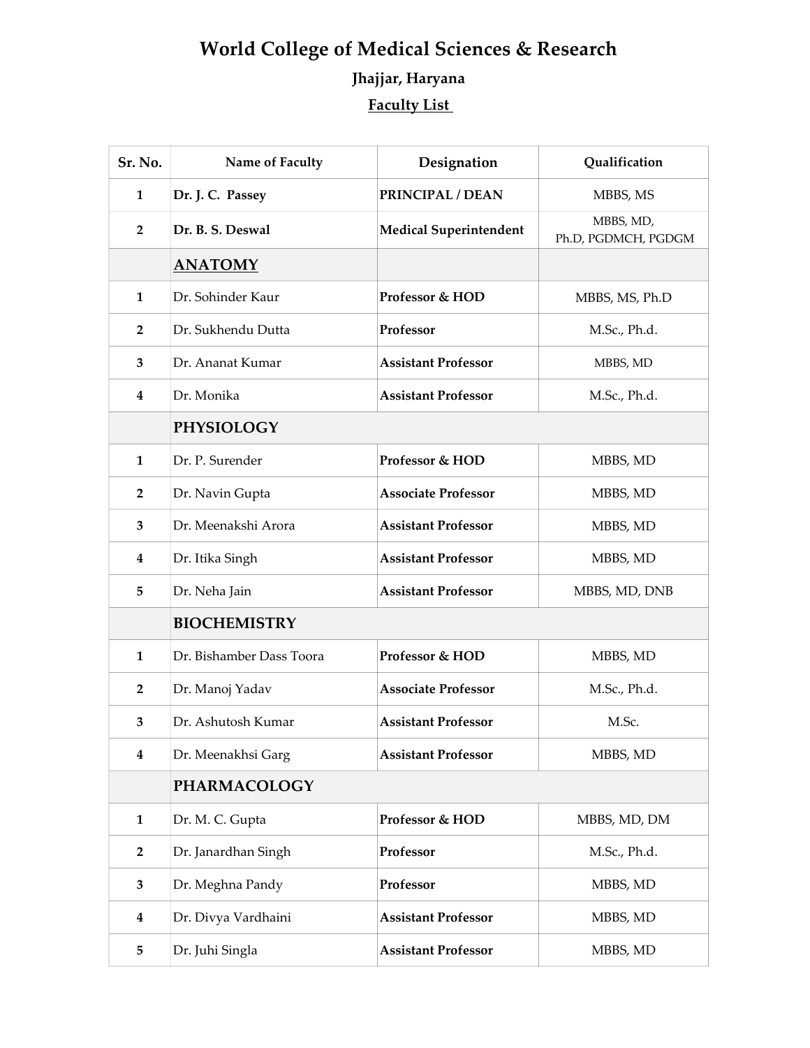# World College of Medical Sciences & Research

## Jhajjar, Haryana

### Faculty List

| Sr. No. | Name of Faculty | Designation | Qualification |
|---|---|---|---|
| **1** | **Dr. J. C. Passey** | **PRINCIPAL / DEAN** | MBBS, MS |
| **2** | **Dr. B. S. Deswal** | **Medical Superintendent** | MBBS, MD, Ph.D, PGDMCH, PGDGM |
| | **ANATOMY** | | |
| **1** | Dr. Sohinder Kaur | **Professor & HOD** | MBBS, MS, Ph.D |
| **2** | Dr. Sukhendu Dutta | **Professor** | M.Sc., Ph.d. |
| **3** | Dr. Ananat Kumar | **Assistant Professor** | MBBS, MD |
| **4** | Dr. Monika | **Assistant Professor** | M.Sc., Ph.d. |
| | **PHYSIOLOGY** | | |
| **1** | Dr. P. Surender | **Professor & HOD** | MBBS, MD |
| **2** | Dr. Navin Gupta | **Associate Professor** | MBBS, MD |
| **3** | Dr. Meenakshi Arora | **Assistant Professor** | MBBS, MD |
| **4** | Dr. Itika Singh | **Assistant Professor** | MBBS, MD |
| **5** | Dr. Neha Jain | **Assistant Professor** | MBBS, MD, DNB |
| | **BIOCHEMISTRY** | | |
| **1** | Dr. Bishamber Dass Toora | **Professor & HOD** | MBBS, MD |
| **2** | Dr. Manoj Yadav | **Associate Professor** | M.Sc., Ph.d. |
| **3** | Dr. Ashutosh Kumar | **Assistant Professor** | M.Sc. |
| **4** | Dr. Meenakhsi Garg | **Assistant Professor** | MBBS, MD |
| | **PHARMACOLOGY** | | |
| **1** | Dr. M. C. Gupta | **Professor & HOD** | MBBS, MD, DM |
| **2** | Dr. Janardhan Singh | **Professor** | M.Sc., Ph.d. |
| **3** | Dr. Meghna Pandy | **Professor** | MBBS, MD |
| **4** | Dr. Divya Vardhaini | **Assistant Professor** | MBBS, MD |
| **5** | Dr. Juhi Singla | **Assistant Professor** | MBBS, MD |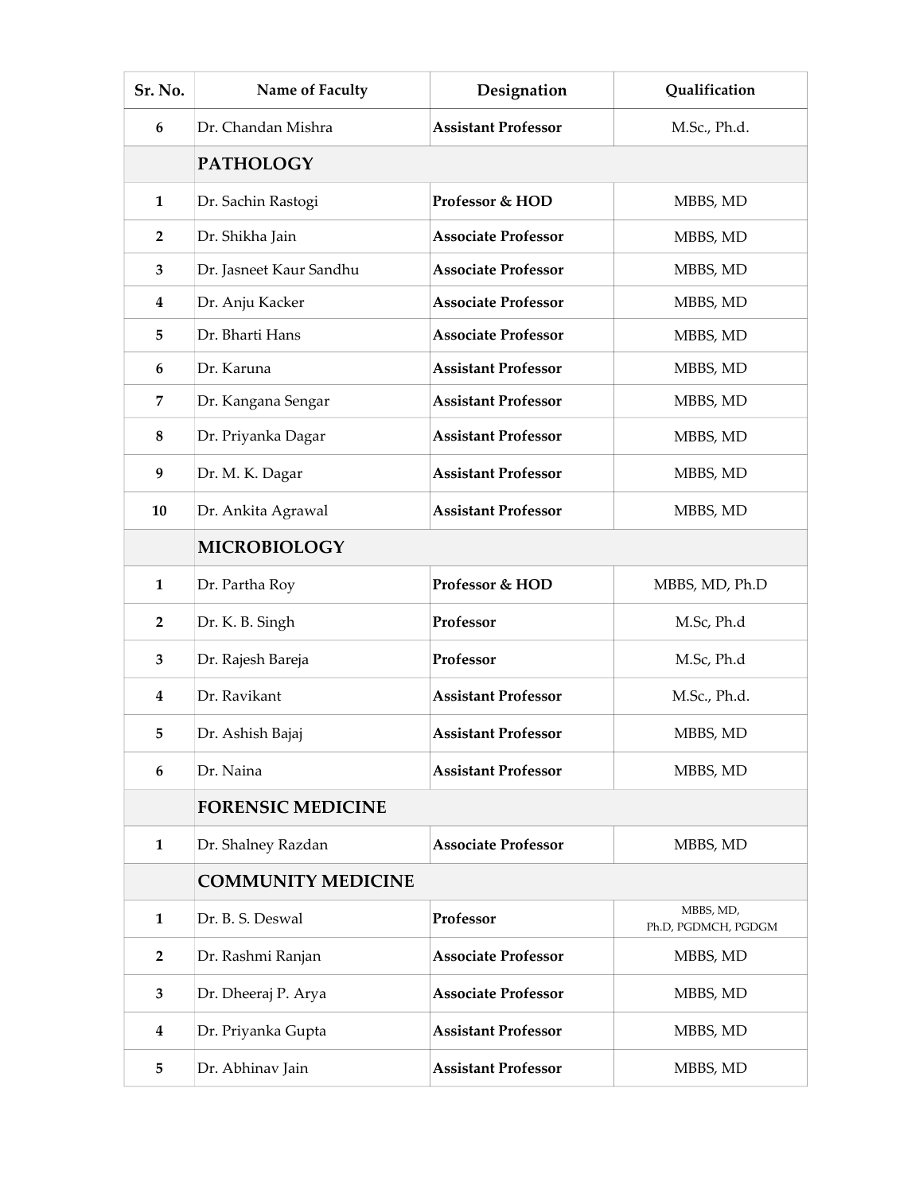| Sr. No. | Name of Faculty | Designation | Qualification |
|---|---|---|---|
| **6** | Dr. Chandan Mishra | **Assistant Professor** | M.Sc., Ph.d. |
| | **PATHOLOGY** | | |
| **1** | Dr. Sachin Rastogi | **Professor & HOD** | MBBS, MD |
| **2** | Dr. Shikha Jain | **Associate Professor** | MBBS, MD |
| **3** | Dr. Jasneet Kaur Sandhu | **Associate Professor** | MBBS, MD |
| **4** | Dr. Anju Kacker | **Associate Professor** | MBBS, MD |
| **5** | Dr. Bharti Hans | **Associate Professor** | MBBS, MD |
| **6** | Dr. Karuna | **Assistant Professor** | MBBS, MD |
| **7** | Dr. Kangana Sengar | **Assistant Professor** | MBBS, MD |
| **8** | Dr. Priyanka Dagar | **Assistant Professor** | MBBS, MD |
| **9** | Dr. M. K. Dagar | **Assistant Professor** | MBBS, MD |
| **10** | Dr. Ankita Agrawal | **Assistant Professor** | MBBS, MD |
| | **MICROBIOLOGY** | | |
| **1** | Dr. Partha Roy | **Professor & HOD** | MBBS, MD, Ph.D |
| **2** | Dr. K. B. Singh | **Professor** | M.Sc, Ph.d |
| **3** | Dr. Rajesh Bareja | **Professor** | M.Sc, Ph.d |
| **4** | Dr. Ravikant | **Assistant Professor** | M.Sc., Ph.d. |
| **5** | Dr. Ashish Bajaj | **Assistant Professor** | MBBS, MD |
| **6** | Dr. Naina | **Assistant Professor** | MBBS, MD |
| | **FORENSIC MEDICINE** | | |
| **1** | Dr. Shalney Razdan | **Associate Professor** | MBBS, MD |
| | **COMMUNITY MEDICINE** | | |
| **1** | Dr. B. S. Deswal | **Professor** | MBBS, MD, Ph.D, PGDMCH, PGDGM |
| **2** | Dr. Rashmi Ranjan | **Associate Professor** | MBBS, MD |
| **3** | Dr. Dheeraj P. Arya | **Associate Professor** | MBBS, MD |
| **4** | Dr. Priyanka Gupta | **Assistant Professor** | MBBS, MD |
| **5** | Dr. Abhinav Jain | **Assistant Professor** | MBBS, MD |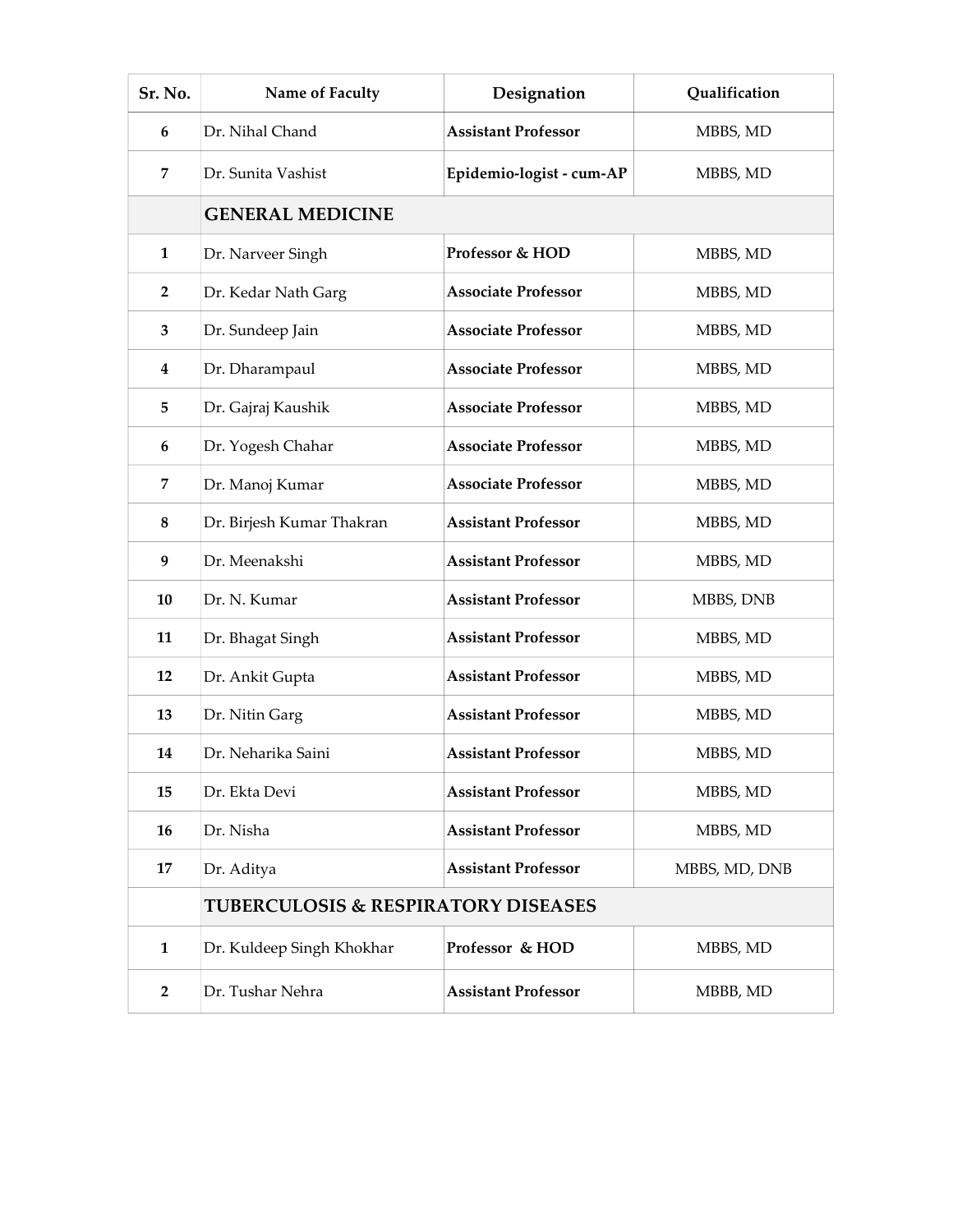| Sr. No. | Name of Faculty | Designation | Qualification |
|---|---|---|---|
| **6** | Dr. Nihal Chand | **Assistant Professor** | MBBS, MD |
| **7** | Dr. Sunita Vashist | **Epidemio-logist - cum-AP** | MBBS, MD |
| | **GENERAL MEDICINE** | | |
| **1** | Dr. Narveer Singh | **Professor & HOD** | MBBS, MD |
| **2** | Dr. Kedar Nath Garg | **Associate Professor** | MBBS, MD |
| **3** | Dr. Sundeep Jain | **Associate Professor** | MBBS, MD |
| **4** | Dr. Dharampaul | **Associate Professor** | MBBS, MD |
| **5** | Dr. Gajraj Kaushik | **Associate Professor** | MBBS, MD |
| **6** | Dr. Yogesh Chahar | **Associate Professor** | MBBS, MD |
| **7** | Dr. Manoj Kumar | **Associate Professor** | MBBS, MD |
| **8** | Dr. Birjesh Kumar Thakran | **Assistant Professor** | MBBS, MD |
| **9** | Dr. Meenakshi | **Assistant Professor** | MBBS, MD |
| **10** | Dr. N. Kumar | **Assistant Professor** | MBBS, DNB |
| **11** | Dr. Bhagat Singh | **Assistant Professor** | MBBS, MD |
| **12** | Dr. Ankit Gupta | **Assistant Professor** | MBBS, MD |
| **13** | Dr. Nitin Garg | **Assistant Professor** | MBBS, MD |
| **14** | Dr. Neharika Saini | **Assistant Professor** | MBBS, MD |
| **15** | Dr. Ekta Devi | **Assistant Professor** | MBBS, MD |
| **16** | Dr. Nisha | **Assistant Professor** | MBBS, MD |
| **17** | Dr. Aditya | **Assistant Professor** | MBBS, MD, DNB |
| | **TUBERCULOSIS & RESPIRATORY DISEASES** | | |
| **1** | Dr. Kuldeep Singh Khokhar | **Professor & HOD** | MBBS, MD |
| **2** | Dr. Tushar Nehra | **Assistant Professor** | MBBB, MD |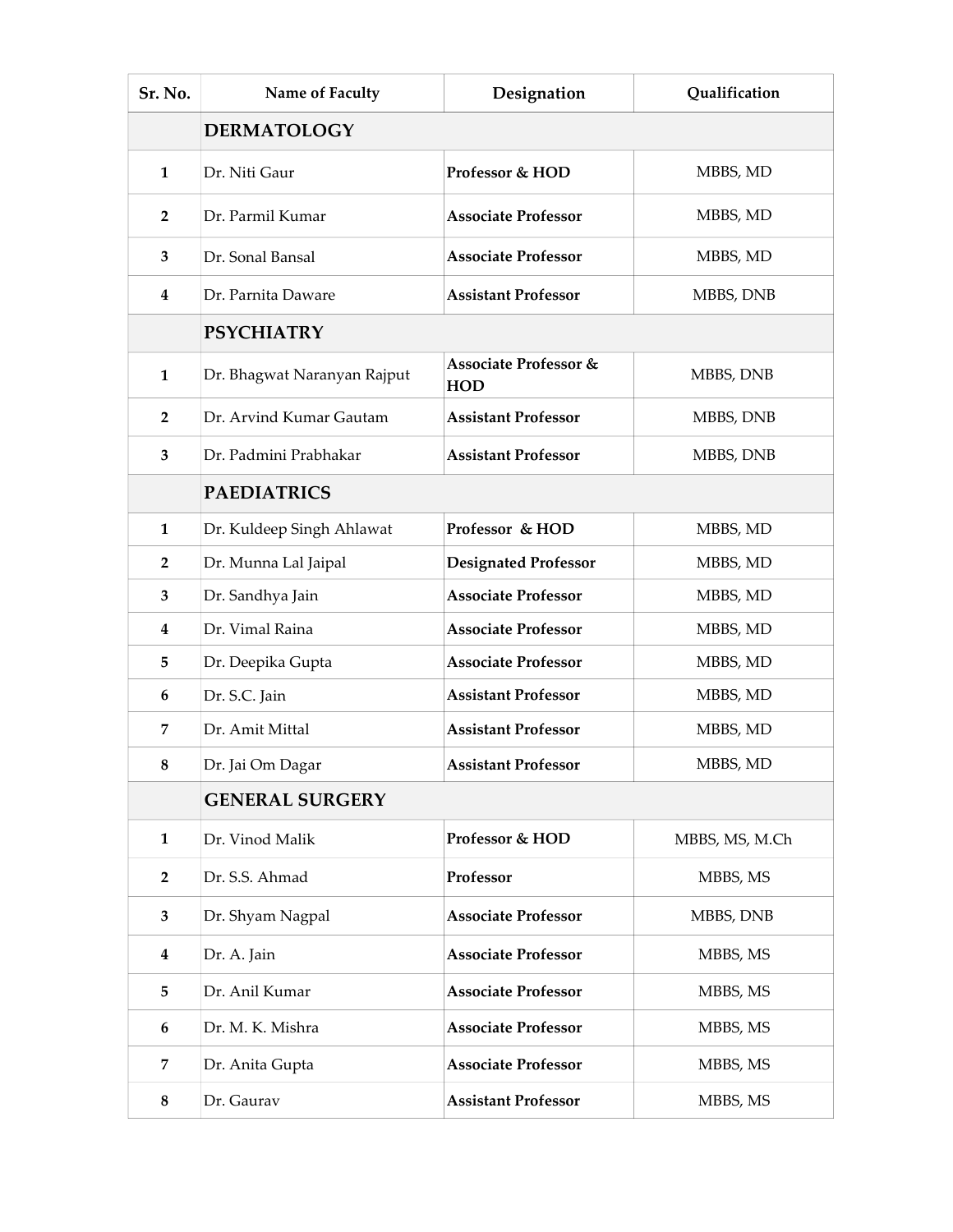| Sr. No. | Name of Faculty | Designation | Qualification |
|---|---|---|---|
| | **DERMATOLOGY** | | |
| **1** | Dr. Niti Gaur | **Professor & HOD** | MBBS, MD |
| **2** | Dr. Parmil Kumar | **Associate Professor** | MBBS, MD |
| **3** | Dr. Sonal Bansal | **Associate Professor** | MBBS, MD |
| **4** | Dr. Parnita Daware | **Assistant Professor** | MBBS, DNB |
| | **PSYCHIATRY** | | |
| **1** | Dr. Bhagwat Naranyan Rajput | **Associate Professor & HOD** | MBBS, DNB |
| **2** | Dr. Arvind Kumar Gautam | **Assistant Professor** | MBBS, DNB |
| **3** | Dr. Padmini Prabhakar | **Assistant Professor** | MBBS, DNB |
| | **PAEDIATRICS** | | |
| **1** | Dr. Kuldeep Singh Ahlawat | **Professor & HOD** | MBBS, MD |
| **2** | Dr. Munna Lal Jaipal | **Designated Professor** | MBBS, MD |
| **3** | Dr. Sandhya Jain | **Associate Professor** | MBBS, MD |
| **4** | Dr. Vimal Raina | **Associate Professor** | MBBS, MD |
| **5** | Dr. Deepika Gupta | **Associate Professor** | MBBS, MD |
| **6** | Dr. S.C. Jain | **Assistant Professor** | MBBS, MD |
| **7** | Dr. Amit Mittal | **Assistant Professor** | MBBS, MD |
| **8** | Dr. Jai Om Dagar | **Assistant Professor** | MBBS, MD |
| | **GENERAL SURGERY** | | |
| **1** | Dr. Vinod Malik | **Professor & HOD** | MBBS, MS, M.Ch |
| **2** | Dr. S.S. Ahmad | **Professor** | MBBS, MS |
| **3** | Dr. Shyam Nagpal | **Associate Professor** | MBBS, DNB |
| **4** | Dr. A. Jain | **Associate Professor** | MBBS, MS |
| **5** | Dr. Anil Kumar | **Associate Professor** | MBBS, MS |
| **6** | Dr. M. K. Mishra | **Associate Professor** | MBBS, MS |
| **7** | Dr. Anita Gupta | **Associate Professor** | MBBS, MS |
| **8** | Dr. Gaurav | **Assistant Professor** | MBBS, MS |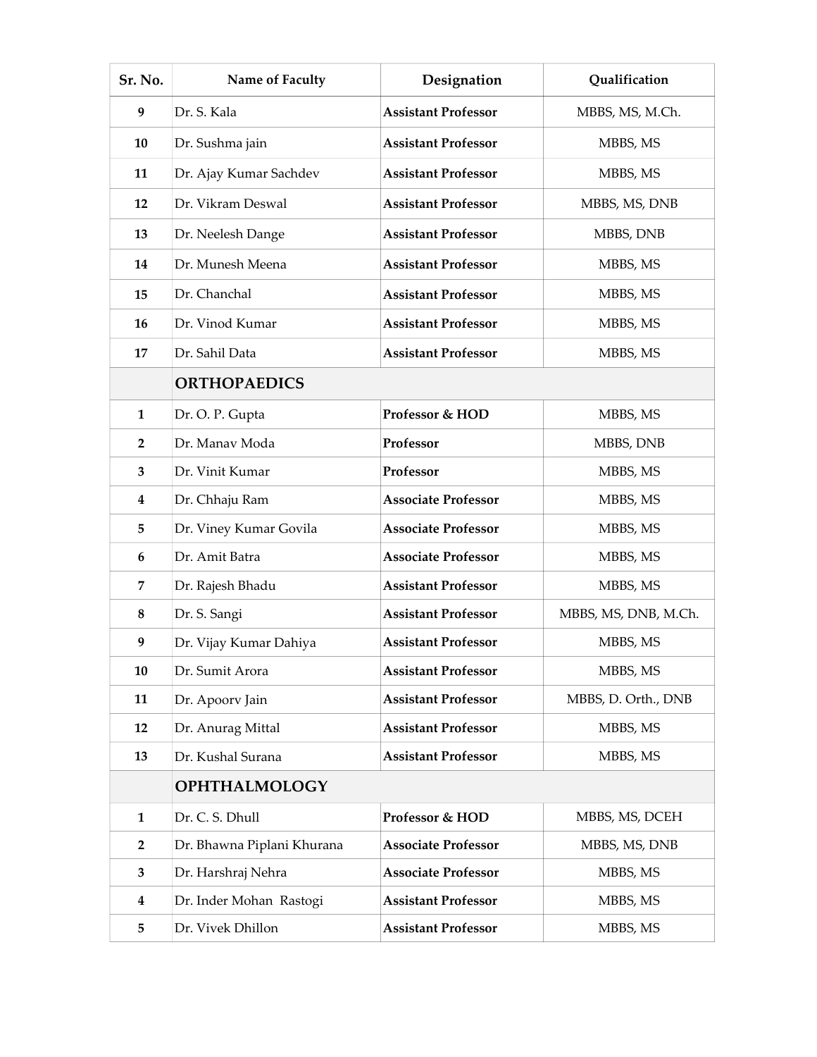| Sr. No. | Name of Faculty | Designation | Qualification |
|---|---|---|---|
| 9 | Dr. S. Kala | **Assistant Professor** | MBBS, MS, M.Ch. |
| 10 | Dr. Sushma jain | **Assistant Professor** | MBBS, MS |
| 11 | Dr. Ajay Kumar Sachdev | **Assistant Professor** | MBBS, MS |
| 12 | Dr. Vikram Deswal | **Assistant Professor** | MBBS, MS, DNB |
| 13 | Dr. Neelesh Dange | **Assistant Professor** | MBBS, DNB |
| 14 | Dr. Munesh Meena | **Assistant Professor** | MBBS, MS |
| 15 | Dr. Chanchal | **Assistant Professor** | MBBS, MS |
| 16 | Dr. Vinod Kumar | **Assistant Professor** | MBBS, MS |
| 17 | Dr. Sahil Data | **Assistant Professor** | MBBS, MS |
| | **ORTHOPAEDICS** | | |
| 1 | Dr. O. P. Gupta | **Professor & HOD** | MBBS, MS |
| 2 | Dr. Manav Moda | **Professor** | MBBS, DNB |
| 3 | Dr. Vinit Kumar | **Professor** | MBBS, MS |
| 4 | Dr. Chhaju Ram | **Associate Professor** | MBBS, MS |
| 5 | Dr. Viney Kumar Govila | **Associate Professor** | MBBS, MS |
| 6 | Dr. Amit Batra | **Associate Professor** | MBBS, MS |
| 7 | Dr. Rajesh Bhadu | **Assistant Professor** | MBBS, MS |
| 8 | Dr. S. Sangi | **Assistant Professor** | MBBS, MS, DNB, M.Ch. |
| 9 | Dr. Vijay Kumar Dahiya | **Assistant Professor** | MBBS, MS |
| 10 | Dr. Sumit Arora | **Assistant Professor** | MBBS, MS |
| 11 | Dr. Apoorv Jain | **Assistant Professor** | MBBS, D. Orth., DNB |
| 12 | Dr. Anurag Mittal | **Assistant Professor** | MBBS, MS |
| 13 | Dr. Kushal Surana | **Assistant Professor** | MBBS, MS |
| | **OPHTHALMOLOGY** | | |
| 1 | Dr. C. S. Dhull | **Professor & HOD** | MBBS, MS, DCEH |
| 2 | Dr. Bhawna Piplani Khurana | **Associate Professor** | MBBS, MS, DNB |
| 3 | Dr. Harshraj Nehra | **Associate Professor** | MBBS, MS |
| 4 | Dr. Inder Mohan Rastogi | **Assistant Professor** | MBBS, MS |
| 5 | Dr. Vivek Dhillon | **Assistant Professor** | MBBS, MS |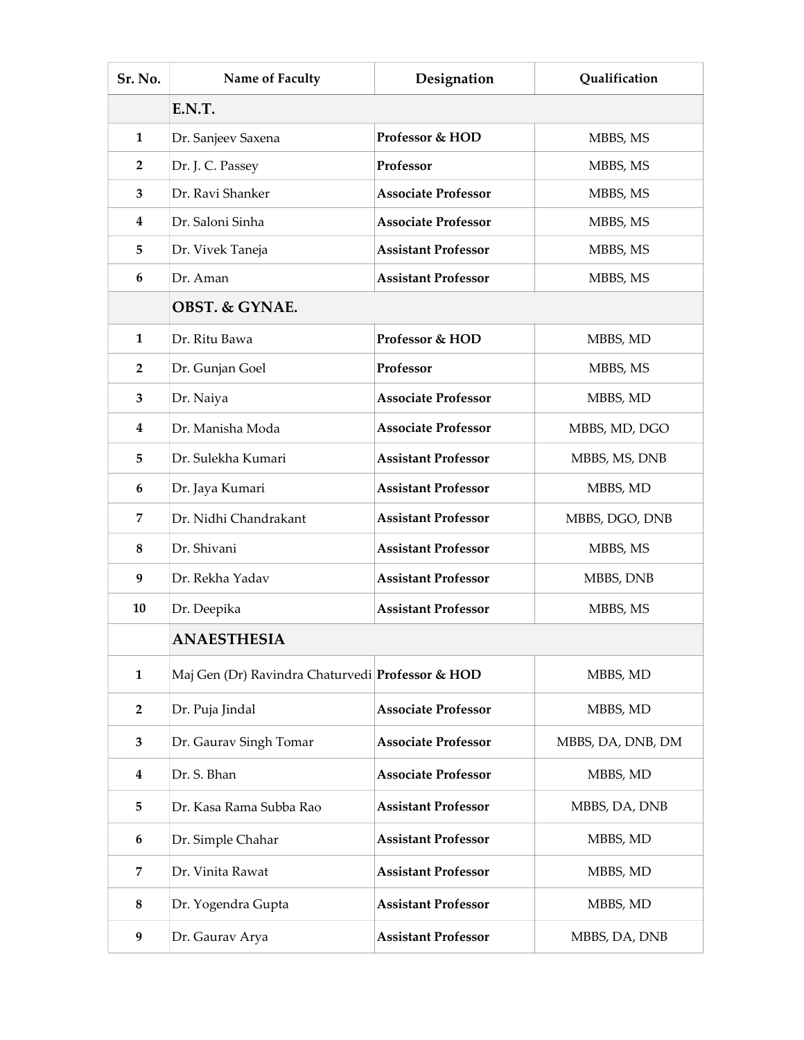| Sr. No. | Name of Faculty | Designation | Qualification |
|---|---|---|---|
| | **E.N.T.** | | |
| 1 | Dr. Sanjeev Saxena | **Professor & HOD** | MBBS, MS |
| 2 | Dr. J. C. Passey | **Professor** | MBBS, MS |
| 3 | Dr. Ravi Shanker | **Associate Professor** | MBBS, MS |
| 4 | Dr. Saloni Sinha | **Associate Professor** | MBBS, MS |
| 5 | Dr. Vivek Taneja | **Assistant Professor** | MBBS, MS |
| 6 | Dr. Aman | **Assistant Professor** | MBBS, MS |
| | **OBST. & GYNAE.** | | |
| 1 | Dr. Ritu Bawa | **Professor & HOD** | MBBS, MD |
| 2 | Dr. Gunjan Goel | **Professor** | MBBS, MS |
| 3 | Dr. Naiya | **Associate Professor** | MBBS, MD |
| 4 | Dr. Manisha Moda | **Associate Professor** | MBBS, MD, DGO |
| 5 | Dr. Sulekha Kumari | **Assistant Professor** | MBBS, MS, DNB |
| 6 | Dr. Jaya Kumari | **Assistant Professor** | MBBS, MD |
| 7 | Dr. Nidhi Chandrakant | **Assistant Professor** | MBBS, DGO, DNB |
| 8 | Dr. Shivani | **Assistant Professor** | MBBS, MS |
| 9 | Dr. Rekha Yadav | **Assistant Professor** | MBBS, DNB |
| 10 | Dr. Deepika | **Assistant Professor** | MBBS, MS |
| | **ANAESTHESIA** | | |
| 1 | Maj Gen (Dr) Ravindra Chaturvedi | **Professor & HOD** | MBBS, MD |
| 2 | Dr. Puja Jindal | **Associate Professor** | MBBS, MD |
| 3 | Dr. Gaurav Singh Tomar | **Associate Professor** | MBBS, DA, DNB, DM |
| 4 | Dr. S. Bhan | **Associate Professor** | MBBS, MD |
| 5 | Dr. Kasa Rama Subba Rao | **Assistant Professor** | MBBS, DA, DNB |
| 6 | Dr. Simple Chahar | **Assistant Professor** | MBBS, MD |
| 7 | Dr. Vinita Rawat | **Assistant Professor** | MBBS, MD |
| 8 | Dr. Yogendra Gupta | **Assistant Professor** | MBBS, MD |
| 9 | Dr. Gaurav Arya | **Assistant Professor** | MBBS, DA, DNB |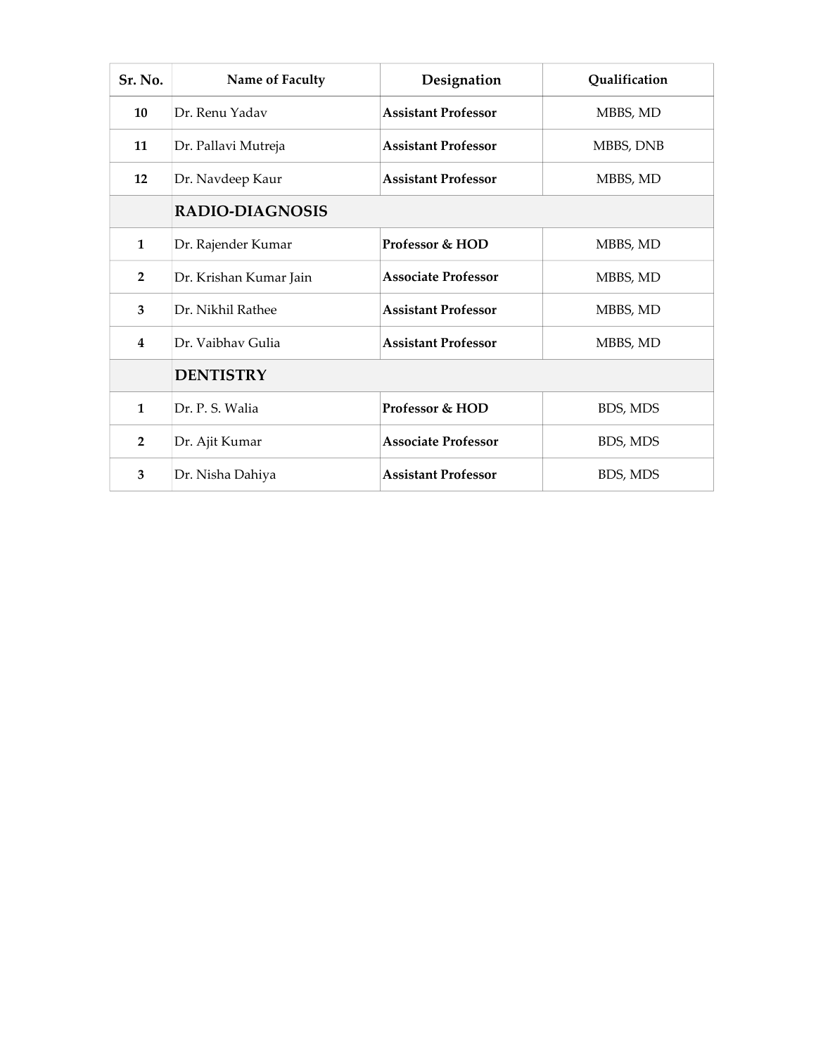| Sr. No. | Name of Faculty | Designation | Qualification |
|---|---|---|---|
| **10** | Dr. Renu Yadav | **Assistant Professor** | MBBS, MD |
| **11** | Dr. Pallavi Mutreja | **Assistant Professor** | MBBS, DNB |
| **12** | Dr. Navdeep Kaur | **Assistant Professor** | MBBS, MD |
| | **RADIO-DIAGNOSIS** | | |
| **1** | Dr. Rajender Kumar | **Professor & HOD** | MBBS, MD |
| **2** | Dr. Krishan Kumar Jain | **Associate Professor** | MBBS, MD |
| **3** | Dr. Nikhil Rathee | **Assistant Professor** | MBBS, MD |
| **4** | Dr. Vaibhav Gulia | **Assistant Professor** | MBBS, MD |
| | **DENTISTRY** | | |
| **1** | Dr. P. S. Walia | **Professor & HOD** | BDS, MDS |
| **2** | Dr. Ajit Kumar | **Associate Professor** | BDS, MDS |
| **3** | Dr. Nisha Dahiya | **Assistant Professor** | BDS, MDS |